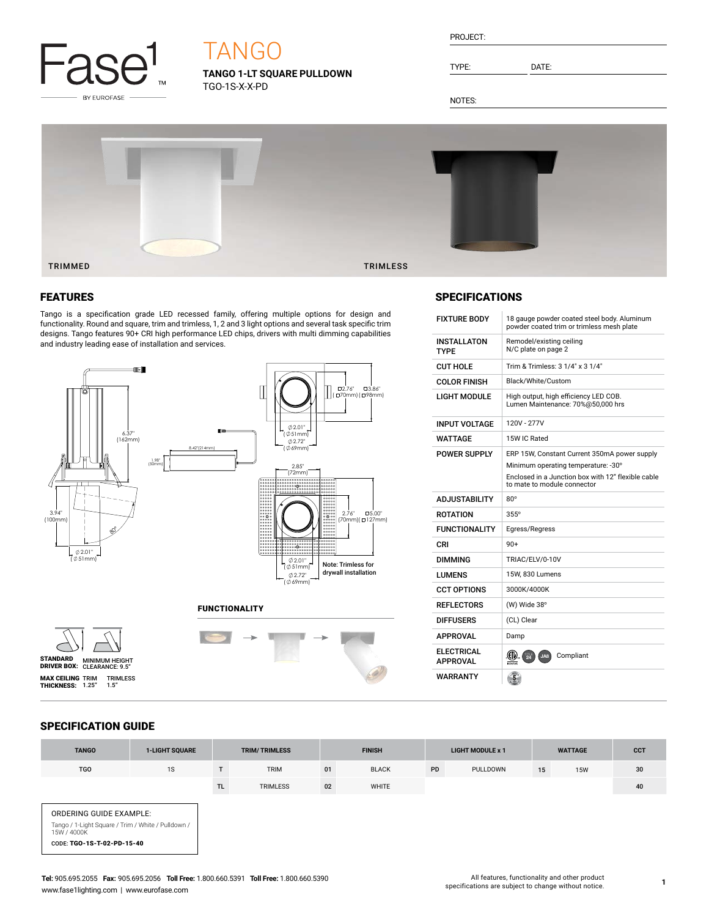Fase1 BY EUROFASE

# TANGO

**TANGO 1-LT SQUARE PULLDOWN**

TGO-1S-X-X-PD

PROJECT:

TYPE: DATE:

NOTES:

TRIMMED

TRIMLESS

## FEATURES

Tango is a specification grade LED recessed family, offering multiple options for design and functionality. Round and square, trim and trimless, 1, 2 and 3 light options and several task specific trim designs. Tango features 90+ CRI high performance LED chips, drivers with multi dimming capabilities and industry leading ease of installation and services.

6.37" (162mm)

8.42"(214mm)

1.98" (50mm)

3.94" (100mm)

80°

⌀2.01" (⌀51mm)

□2.76" (□70mm) □3.86" (□98mm)

⌀2.01" (⌀51mm) ⌀2.72" (⌀69mm)

2.85" (72mm)

2.76" (70mm) □5.00" (□127mm)

⌀2.01" (⌀51mm) ⌀2.72" (⌀69mm)

Note: Trimless for drywall installation

**STANDARD DRIVER BOX:** MINIMUM HEIGHT CLEARANCE: 9.5"

**MAX CEILING THICKNESS:** TRIM 1.25" TRIMLESS 1.5"

**FUNCTIONALITY**

## SPECIFICATIONS

| | |
|---|---|
| **FIXTURE BODY** | 18 gauge powder coated steel body. Aluminum powder coated trim or trimless mesh plate |
| **INSTALLATON TYPE** | Remodel/existing ceiling<br>N/C plate on page 2 |
| **CUT HOLE** | Trim & Trimless: 3 1/4" x 3 1/4" |
| **COLOR FINISH** | Black/White/Custom |
| **LIGHT MODULE** | High output, high efficiency LED COB.<br>Lumen Maintenance: 70%@50,000 hrs |
| **INPUT VOLTAGE** | 120V - 277V |
| **WATTAGE** | 15W IC Rated |
| **POWER SUPPLY** | ERP 15W, Constant Current 350mA power supply<br>Minimum operating temperature: -30°<br>Enclosed in a Junction box with 12" flexible cable to mate to module connector |
| **ADJUSTABILITY** | 80° |
| **ROTATION** | 355° |
| **FUNCTIONALITY** | Egress/Regress |
| **CRI** | 90+ |
| **DIMMING** | TRIAC/ELV/0-10V |
| **LUMENS** | 15W, 830 Lumens |
| **CCT OPTIONS** | 3000K/4000K |
| **REFLECTORS** | (W) Wide 38° |
| **DIFFUSERS** | (CL) Clear |
| **APPROVAL** | Damp |
| **ELECTRICAL APPROVAL** | Compliant |
| **WARRANTY** | |

## SPECIFICATION GUIDE

| TANGO | 1-LIGHT SQUARE | TRIM/ TRIMLESS | | FINISH | | LIGHT MODULE x 1 | | WATTAGE | | CCT |
|---|---|---|---|---|---|---|---|---|---|---|
| TGO | 1S | T | TRIM | 01 | BLACK | PD | PULLDOWN | 15 | 15W | 30 |
| | | TL | TRIMLESS | 02 | WHITE | | | | | 40 |

ORDERING GUIDE EXAMPLE:

Tango / 1-Light Square / Trim / White / Pulldown / 15W / 4000K

CODE: **TGO-1S-T-02-PD-15-40**

**Tel:** 905.695.2055 **Fax:** 905.695.2056 **Toll Free:** 1.800.660.5391 **Toll Free:** 1.800.660.5390

www.fase1lighting.com | www.eurofase.com

All features, functionality and other product specifications are subject to change without notice.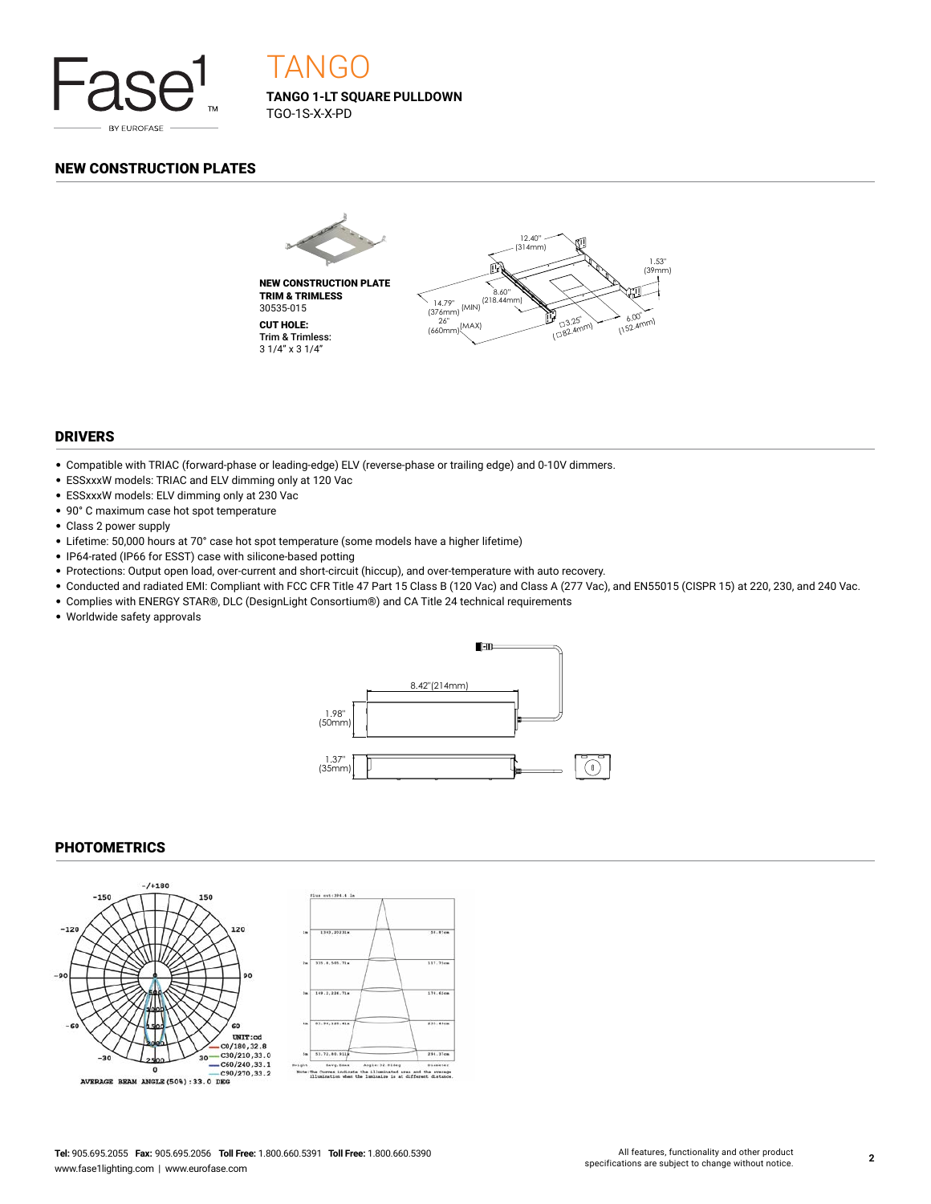# TANGO

**TANGO 1-LT SQUARE PULLDOWN**
TGO-1S-X-X-PD

## NEW CONSTRUCTION PLATES

**NEW CONSTRUCTION PLATE TRIM & TRIMLESS**
30535-015

**CUT HOLE:**
Trim & Trimless:
3 1/4" x 3 1/4"

12.40" (314mm)
1.53" (39mm)
8.60" (218.44mm)
14.79" (376mm) (MIN)
26" (660mm) (MAX)
□3.25" (□82.4mm)
6.00" (152.4mm)

## DRIVERS

- Compatible with TRIAC (forward-phase or leading-edge) ELV (reverse-phase or trailing edge) and 0-10V dimmers.
- ESSxxxW models: TRIAC and ELV dimming only at 120 Vac
- ESSxxxW models: ELV dimming only at 230 Vac
- 90° C maximum case hot spot temperature
- Class 2 power supply
- Lifetime: 50,000 hours at 70° case hot spot temperature (some models have a higher lifetime)
- IP64-rated (IP66 for ESST) case with silicone-based potting
- Protections: Output open load, over-current and short-circuit (hiccup), and over-temperature with auto recovery.
- Conducted and radiated EMI: Compliant with FCC CFR Title 47 Part 15 Class B (120 Vac) and Class A (277 Vac), and EN55015 (CISPR 15) at 220, 230, and 240 Vac.
- Complies with ENERGY STAR®, DLC (DesignLight Consortium®) and CA Title 24 technical requirements
- Worldwide safety approvals

8.42"(214mm)
1.98" (50mm)
1.37" (35mm)

## PHOTOMETRICS

UNIT:cd
C0/180,32.8
C30/210,33.0
C60/240,33.1
C90/270,33.2
AVERAGE BEAM ANGLE(50%):33.0 DEG